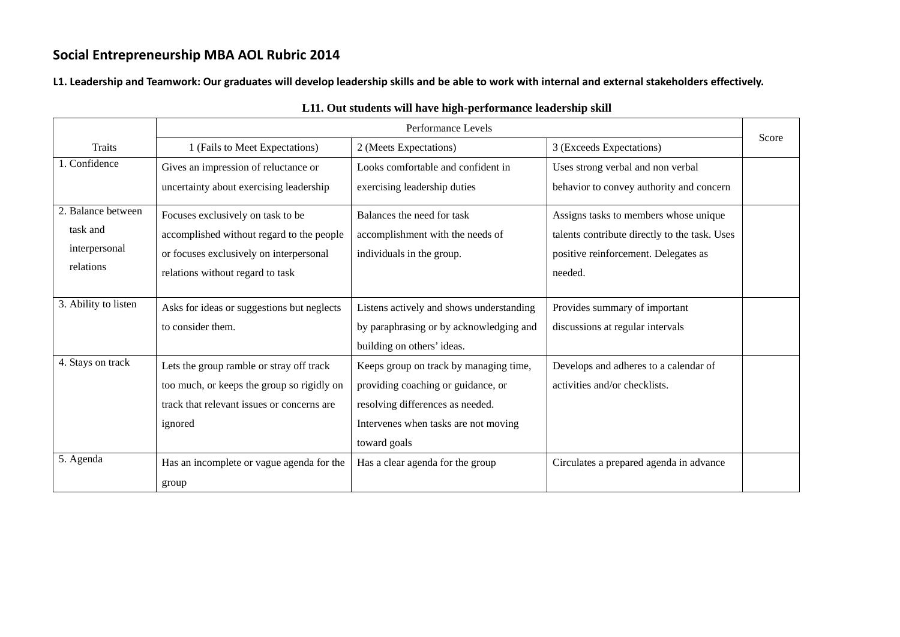# Social Entrepreneurship MBA AOL Rubric 2014

**L1. Leadership and Teamwork: Our graduates will develop leadership skills and be able to work with internal and external stakeholders effectively.**

**L11. Out students will have high-performance leadership skill**

| Traits | Performance Levels | | | Score |
|---|---|---|---|---|
| | 1 (Fails to Meet Expectations) | 2 (Meets Expectations) | 3 (Exceeds Expectations) | |
| 1. Confidence | Gives an impression of reluctance or uncertainty about exercising leadership | Looks comfortable and confident in exercising leadership duties | Uses strong verbal and non verbal behavior to convey authority and concern | |
| 2. Balance between task and interpersonal relations | Focuses exclusively on task to be accomplished without regard to the people or focuses exclusively on interpersonal relations without regard to task | Balances the need for task accomplishment with the needs of individuals in the group. | Assigns tasks to members whose unique talents contribute directly to the task. Uses positive reinforcement. Delegates as needed. | |
| 3. Ability to listen | Asks for ideas or suggestions but neglects to consider them. | Listens actively and shows understanding by paraphrasing or by acknowledging and building on others' ideas. | Provides summary of important discussions at regular intervals | |
| 4. Stays on track | Lets the group ramble or stray off track too much, or keeps the group so rigidly on track that relevant issues or concerns are ignored | Keeps group on track by managing time, providing coaching or guidance, or resolving differences as needed. Intervenes when tasks are not moving toward goals | Develops and adheres to a calendar of activities and/or checklists. | |
| 5. Agenda | Has an incomplete or vague agenda for the group | Has a clear agenda for the group | Circulates a prepared agenda in advance | |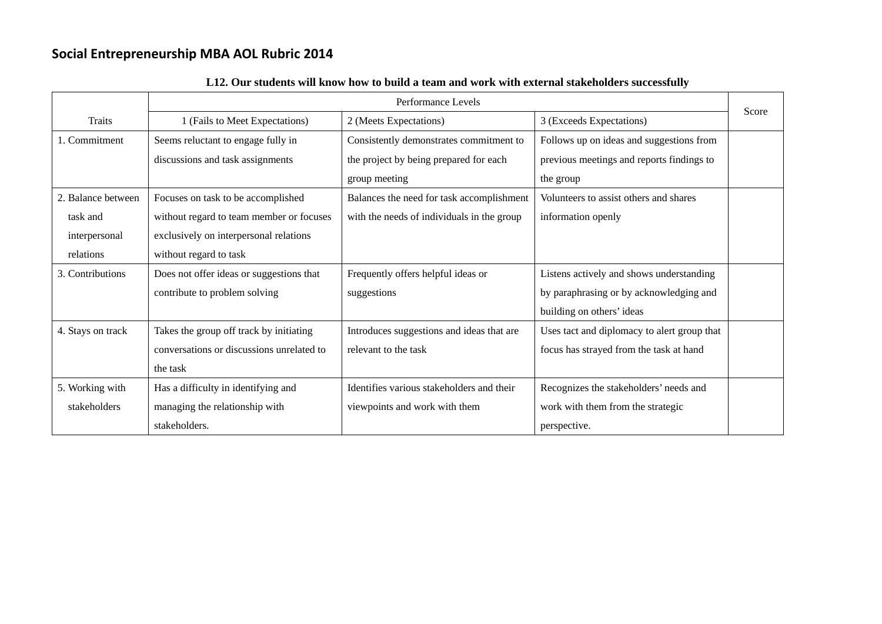## Social Entrepreneurship MBA AOL Rubric 2014

**L12. Our students will know how to build a team and work with external stakeholders successfully**

| Traits | Performance Levels | | | Score |
|---|---|---|---|---|
| | 1 (Fails to Meet Expectations) | 2 (Meets Expectations) | 3 (Exceeds Expectations) | |
| 1. Commitment | Seems reluctant to engage fully in discussions and task assignments | Consistently demonstrates commitment to the project by being prepared for each group meeting | Follows up on ideas and suggestions from previous meetings and reports findings to the group | |
| 2. Balance between task and interpersonal relations | Focuses on task to be accomplished without regard to team member or focuses exclusively on interpersonal relations without regard to task | Balances the need for task accomplishment with the needs of individuals in the group | Volunteers to assist others and shares information openly | |
| 3. Contributions | Does not offer ideas or suggestions that contribute to problem solving | Frequently offers helpful ideas or suggestions | Listens actively and shows understanding by paraphrasing or by acknowledging and building on others' ideas | |
| 4. Stays on track | Takes the group off track by initiating conversations or discussions unrelated to the task | Introduces suggestions and ideas that are relevant to the task | Uses tact and diplomacy to alert group that focus has strayed from the task at hand | |
| 5. Working with stakeholders | Has a difficulty in identifying and managing the relationship with stakeholders. | Identifies various stakeholders and their viewpoints and work with them | Recognizes the stakeholders' needs and work with them from the strategic perspective. | |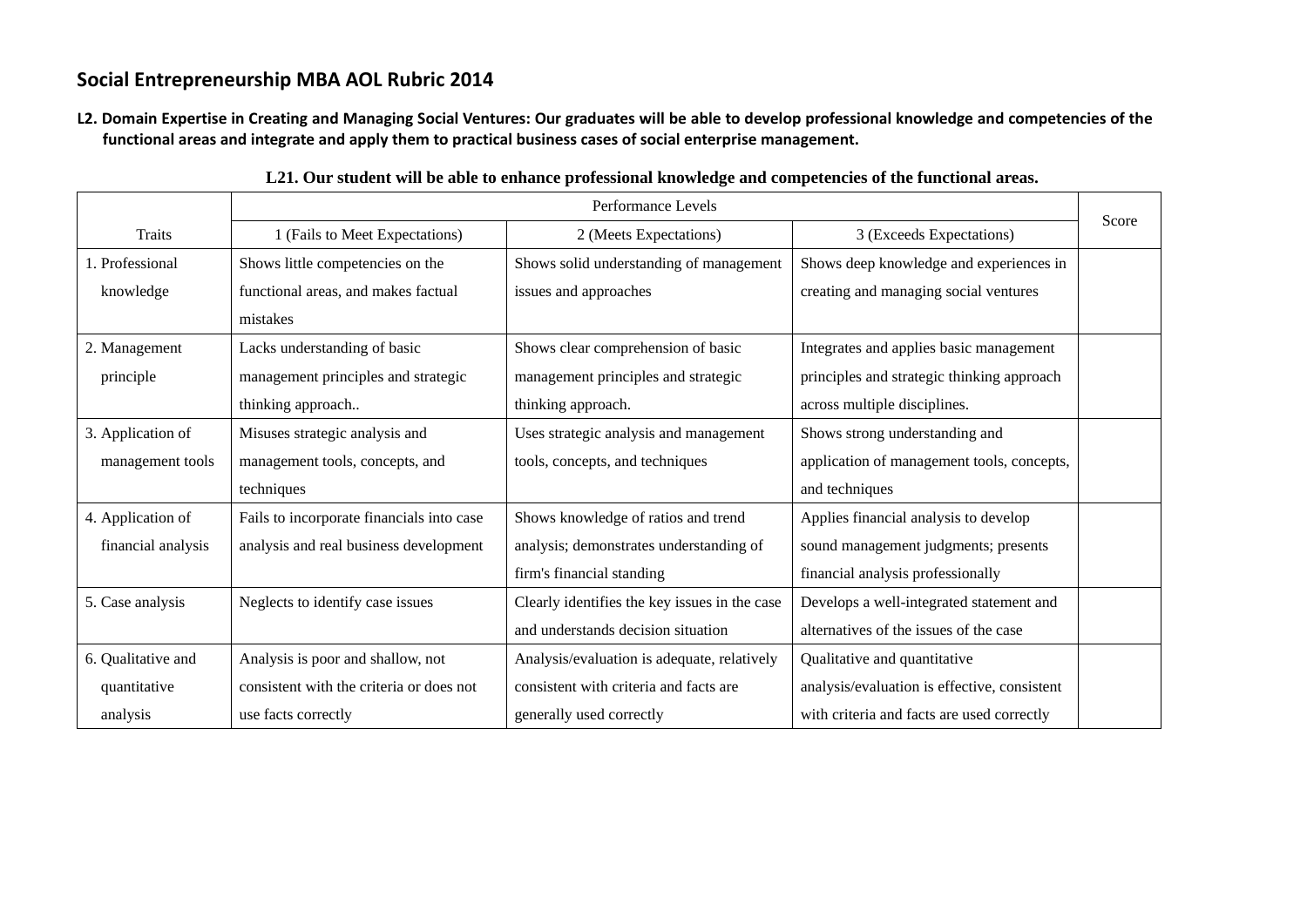## Social Entrepreneurship MBA AOL Rubric 2014

**L2. Domain Expertise in Creating and Managing Social Ventures: Our graduates will be able to develop professional knowledge and competencies of the functional areas and integrate and apply them to practical business cases of social enterprise management.**

**L21. Our student will be able to enhance professional knowledge and competencies of the functional areas.**

| Traits | Performance Levels | | | Score |
|---|---|---|---|---|
| | 1 (Fails to Meet Expectations) | 2 (Meets Expectations) | 3 (Exceeds Expectations) | |
| 1. Professional knowledge | Shows little competencies on the functional areas, and makes factual mistakes | Shows solid understanding of management issues and approaches | Shows deep knowledge and experiences in creating and managing social ventures | |
| 2. Management principle | Lacks understanding of basic management principles and strategic thinking approach.. | Shows clear comprehension of basic management principles and strategic thinking approach. | Integrates and applies basic management principles and strategic thinking approach across multiple disciplines. | |
| 3. Application of management tools | Misuses strategic analysis and management tools, concepts, and techniques | Uses strategic analysis and management tools, concepts, and techniques | Shows strong understanding and application of management tools, concepts, and techniques | |
| 4. Application of financial analysis | Fails to incorporate financials into case analysis and real business development | Shows knowledge of ratios and trend analysis; demonstrates understanding of firm's financial standing | Applies financial analysis to develop sound management judgments; presents financial analysis professionally | |
| 5. Case analysis | Neglects to identify case issues | Clearly identifies the key issues in the case and understands decision situation | Develops a well-integrated statement and alternatives of the issues of the case | |
| 6. Qualitative and quantitative analysis | Analysis is poor and shallow, not consistent with the criteria or does not use facts correctly | Analysis/evaluation is adequate, relatively consistent with criteria and facts are generally used correctly | Qualitative and quantitative analysis/evaluation is effective, consistent with criteria and facts are used correctly | |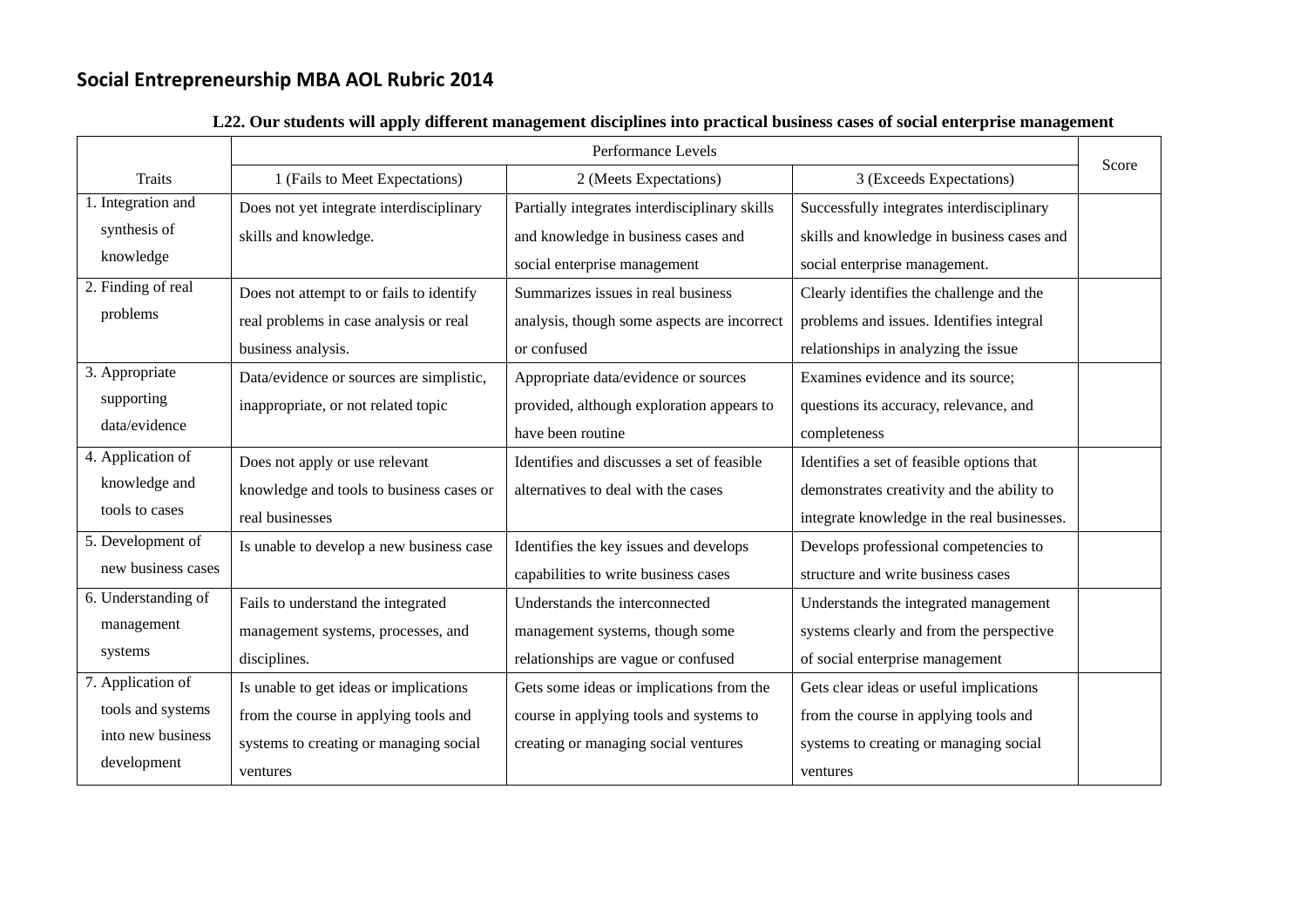## Social Entrepreneurship MBA AOL Rubric 2014

**L22. Our students will apply different management disciplines into practical business cases of social enterprise management**

| Traits | Performance Levels | | | Score |
|---|---|---|---|---|
| | 1 (Fails to Meet Expectations) | 2 (Meets Expectations) | 3 (Exceeds Expectations) | |
| 1. Integration and synthesis of knowledge | Does not yet integrate interdisciplinary skills and knowledge. | Partially integrates interdisciplinary skills and knowledge in business cases and social enterprise management | Successfully integrates interdisciplinary skills and knowledge in business cases and social enterprise management. | |
| 2. Finding of real problems | Does not attempt to or fails to identify real problems in case analysis or real business analysis. | Summarizes issues in real business analysis, though some aspects are incorrect or confused | Clearly identifies the challenge and the problems and issues. Identifies integral relationships in analyzing the issue | |
| 3. Appropriate supporting data/evidence | Data/evidence or sources are simplistic, inappropriate, or not related topic | Appropriate data/evidence or sources provided, although exploration appears to have been routine | Examines evidence and its source; questions its accuracy, relevance, and completeness | |
| 4. Application of knowledge and tools to cases | Does not apply or use relevant knowledge and tools to business cases or real businesses | Identifies and discusses a set of feasible alternatives to deal with the cases | Identifies a set of feasible options that demonstrates creativity and the ability to integrate knowledge in the real businesses. | |
| 5. Development of new business cases | Is unable to develop a new business case | Identifies the key issues and develops capabilities to write business cases | Develops professional competencies to structure and write business cases | |
| 6. Understanding of management systems | Fails to understand the integrated management systems, processes, and disciplines. | Understands the interconnected management systems, though some relationships are vague or confused | Understands the integrated management systems clearly and from the perspective of social enterprise management | |
| 7. Application of tools and systems into new business development | Is unable to get ideas or implications from the course in applying tools and systems to creating or managing social ventures | Gets some ideas or implications from the course in applying tools and systems to creating or managing social ventures | Gets clear ideas or useful implications from the course in applying tools and systems to creating or managing social ventures | |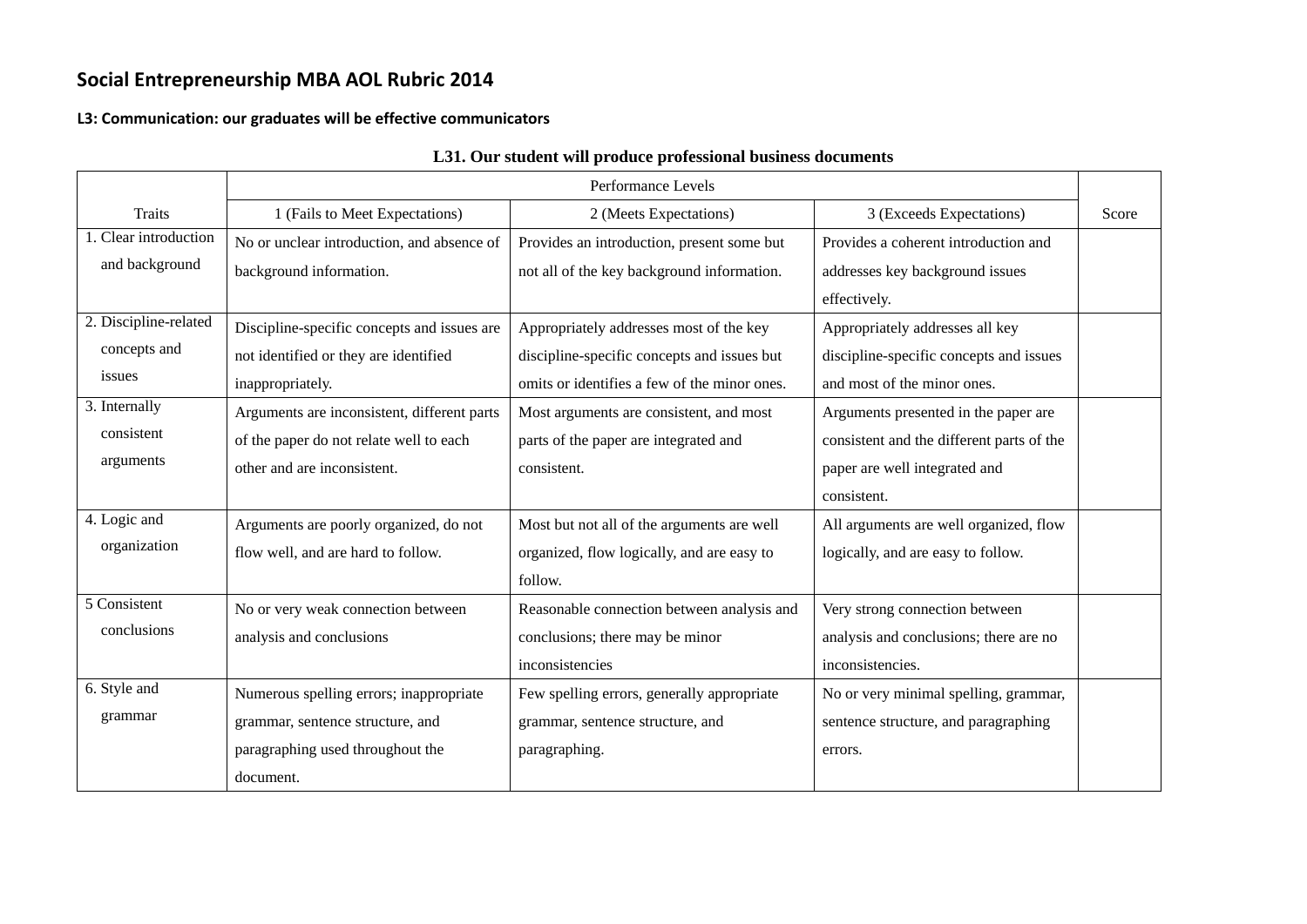## Social Entrepreneurship MBA AOL Rubric 2014

#### L3: Communication: our graduates will be effective communicators

**L31. Our student will produce professional business documents**

| Traits | Performance Levels | | | Score |
|---|---|---|---|---|
| | 1 (Fails to Meet Expectations) | 2 (Meets Expectations) | 3 (Exceeds Expectations) | |
| 1. Clear introduction and background | No or unclear introduction, and absence of background information. | Provides an introduction, present some but not all of the key background information. | Provides a coherent introduction and addresses key background issues effectively. | |
| 2. Discipline-related concepts and issues | Discipline-specific concepts and issues are not identified or they are identified inappropriately. | Appropriately addresses most of the key discipline-specific concepts and issues but omits or identifies a few of the minor ones. | Appropriately addresses all key discipline-specific concepts and issues and most of the minor ones. | |
| 3. Internally consistent arguments | Arguments are inconsistent, different parts of the paper do not relate well to each other and are inconsistent. | Most arguments are consistent, and most parts of the paper are integrated and consistent. | Arguments presented in the paper are consistent and the different parts of the paper are well integrated and consistent. | |
| 4. Logic and organization | Arguments are poorly organized, do not flow well, and are hard to follow. | Most but not all of the arguments are well organized, flow logically, and are easy to follow. | All arguments are well organized, flow logically, and are easy to follow. | |
| 5 Consistent conclusions | No or very weak connection between analysis and conclusions | Reasonable connection between analysis and conclusions; there may be minor inconsistencies | Very strong connection between analysis and conclusions; there are no inconsistencies. | |
| 6. Style and grammar | Numerous spelling errors; inappropriate grammar, sentence structure, and paragraphing used throughout the document. | Few spelling errors, generally appropriate grammar, sentence structure, and paragraphing. | No or very minimal spelling, grammar, sentence structure, and paragraphing errors. | |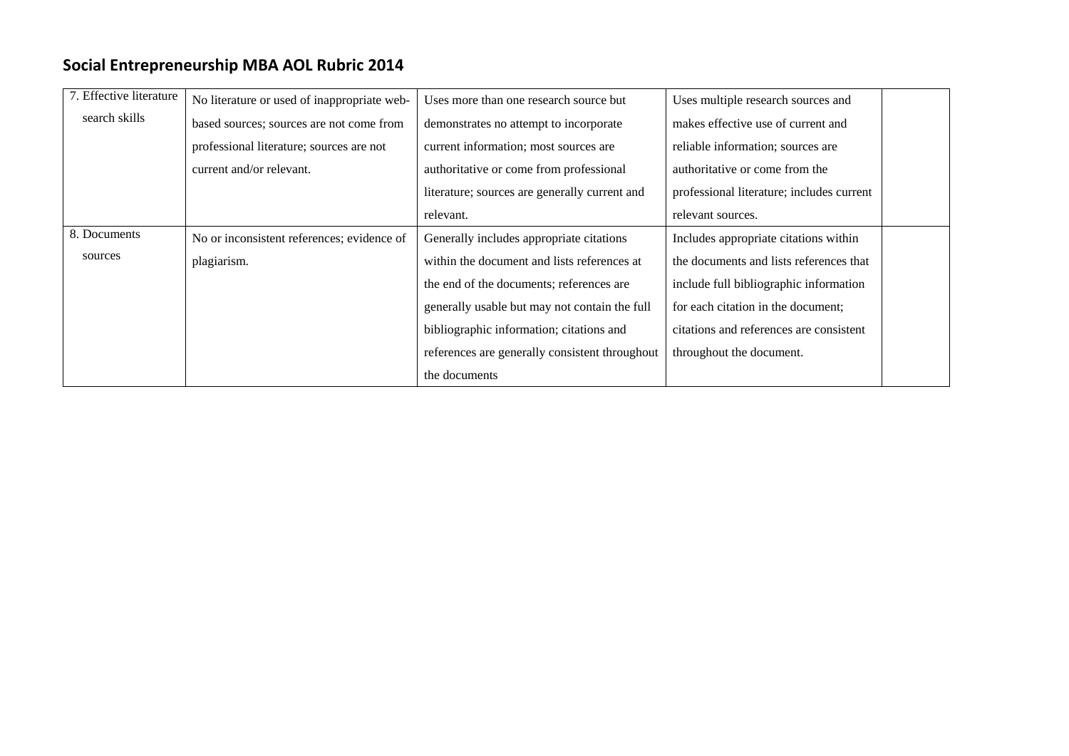## Social Entrepreneurship MBA AOL Rubric 2014

| | | | | |
|---|---|---|---|---|
| 7. Effective literature search skills | No literature or used of inappropriate web-based sources; sources are not come from professional literature; sources are not current and/or relevant. | Uses more than one research source but demonstrates no attempt to incorporate current information; most sources are authoritative or come from professional literature; sources are generally current and relevant. | Uses multiple research sources and makes effective use of current and reliable information; sources are authoritative or come from the professional literature; includes current relevant sources. | |
| 8. Documents sources | No or inconsistent references; evidence of plagiarism. | Generally includes appropriate citations within the document and lists references at the end of the documents; references are generally usable but may not contain the full bibliographic information; citations and references are generally consistent throughout the documents | Includes appropriate citations within the documents and lists references that include full bibliographic information for each citation in the document; citations and references are consistent throughout the document. | |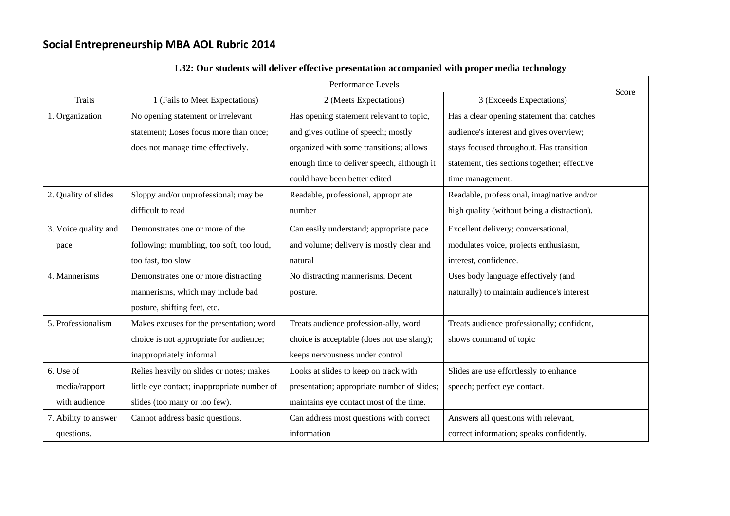## Social Entrepreneurship MBA AOL Rubric 2014

**L32: Our students will deliver effective presentation accompanied with proper media technology**

| Traits | Performance Levels | | | Score |
|---|---|---|---|---|
| | 1 (Fails to Meet Expectations) | 2 (Meets Expectations) | 3 (Exceeds Expectations) | |
| 1. Organization | No opening statement or irrelevant statement; Loses focus more than once; does not manage time effectively. | Has opening statement relevant to topic, and gives outline of speech; mostly organized with some transitions; allows enough time to deliver speech, although it could have been better edited | Has a clear opening statement that catches audience's interest and gives overview; stays focused throughout. Has transition statement, ties sections together; effective time management. | |
| 2. Quality of slides | Sloppy and/or unprofessional; may be difficult to read | Readable, professional, appropriate number | Readable, professional, imaginative and/or high quality (without being a distraction). | |
| 3. Voice quality and pace | Demonstrates one or more of the following: mumbling, too soft, too loud, too fast, too slow | Can easily understand; appropriate pace and volume; delivery is mostly clear and natural | Excellent delivery; conversational, modulates voice, projects enthusiasm, interest, confidence. | |
| 4. Mannerisms | Demonstrates one or more distracting mannerisms, which may include bad posture, shifting feet, etc. | No distracting mannerisms. Decent posture. | Uses body language effectively (and naturally) to maintain audience's interest | |
| 5. Professionalism | Makes excuses for the presentation; word choice is not appropriate for audience; inappropriately informal | Treats audience profession-ally, word choice is acceptable (does not use slang); keeps nervousness under control | Treats audience professionally; confident, shows command of topic | |
| 6. Use of media/rapport with audience | Relies heavily on slides or notes; makes little eye contact; inappropriate number of slides (too many or too few). | Looks at slides to keep on track with presentation; appropriate number of slides; maintains eye contact most of the time. | Slides are use effortlessly to enhance speech; perfect eye contact. | |
| 7. Ability to answer questions. | Cannot address basic questions. | Can address most questions with correct information | Answers all questions with relevant, correct information; speaks confidently. | |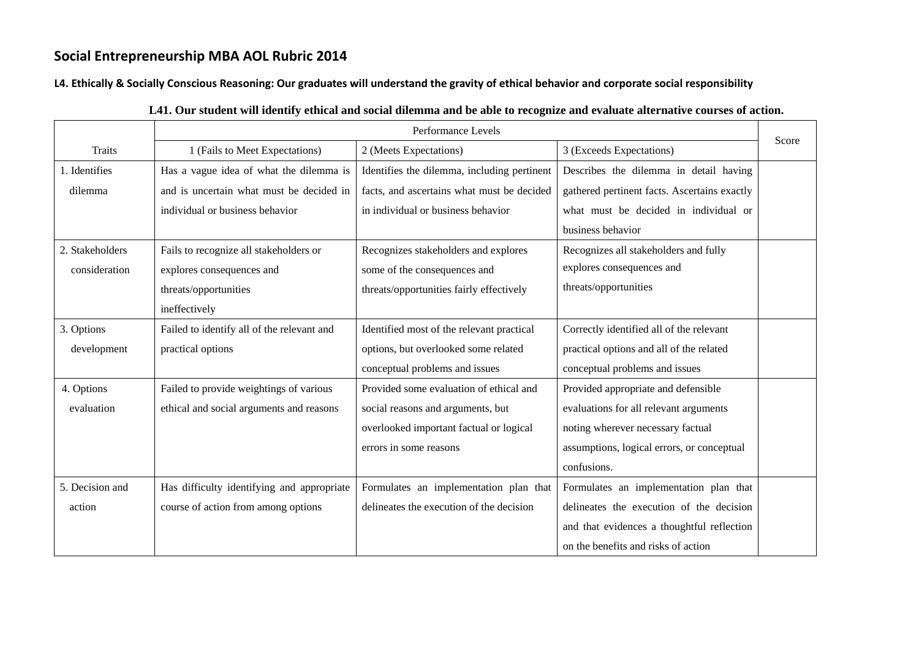## Social Entrepreneurship MBA AOL Rubric 2014

### L4. Ethically & Socially Conscious Reasoning: Our graduates will understand the gravity of ethical behavior and corporate social responsibility

**L41. Our student will identify ethical and social dilemma and be able to recognize and evaluate alternative courses of action.**

| Traits | Performance Levels | | | Score |
|---|---|---|---|---|
| | 1 (Fails to Meet Expectations) | 2 (Meets Expectations) | 3 (Exceeds Expectations) | |
| 1. Identifies dilemma | Has a vague idea of what the dilemma is and is uncertain what must be decided in individual or business behavior | Identifies the dilemma, including pertinent facts, and ascertains what must be decided in individual or business behavior | Describes the dilemma in detail having gathered pertinent facts. Ascertains exactly what must be decided in individual or business behavior | |
| 2. Stakeholders consideration | Fails to recognize all stakeholders or explores consequences and threats/opportunities ineffectively | Recognizes stakeholders and explores some of the consequences and threats/opportunities fairly effectively | Recognizes all stakeholders and fully explores consequences and threats/opportunities | |
| 3. Options development | Failed to identify all of the relevant and practical options | Identified most of the relevant practical options, but overlooked some related conceptual problems and issues | Correctly identified all of the relevant practical options and all of the related conceptual problems and issues | |
| 4. Options evaluation | Failed to provide weightings of various ethical and social arguments and reasons | Provided some evaluation of ethical and social reasons and arguments, but overlooked important factual or logical errors in some reasons | Provided appropriate and defensible evaluations for all relevant arguments noting wherever necessary factual assumptions, logical errors, or conceptual confusions. | |
| 5. Decision and action | Has difficulty identifying and appropriate course of action from among options | Formulates an implementation plan that delineates the execution of the decision | Formulates an implementation plan that delineates the execution of the decision and that evidences a thoughtful reflection on the benefits and risks of action | |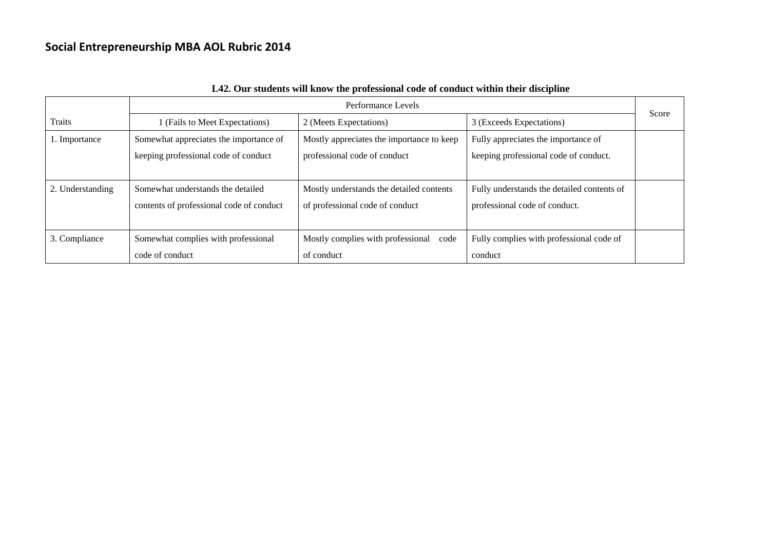## Social Entrepreneurship MBA AOL Rubric 2014

**L42. Our students will know the professional code of conduct within their discipline**

| Traits | Performance Levels | | | Score |
|---|---|---|---|---|
| | 1 (Fails to Meet Expectations) | 2 (Meets Expectations) | 3 (Exceeds Expectations) | |
| 1. Importance | Somewhat appreciates the importance of keeping professional code of conduct | Mostly appreciates the importance to keep professional code of conduct | Fully appreciates the importance of keeping professional code of conduct. | |
| 2. Understanding | Somewhat understands the detailed contents of professional code of conduct | Mostly understands the detailed contents of professional code of conduct | Fully understands the detailed contents of professional code of conduct. | |
| 3. Compliance | Somewhat complies with professional code of conduct | Mostly complies with professional code of conduct | Fully complies with professional code of conduct | |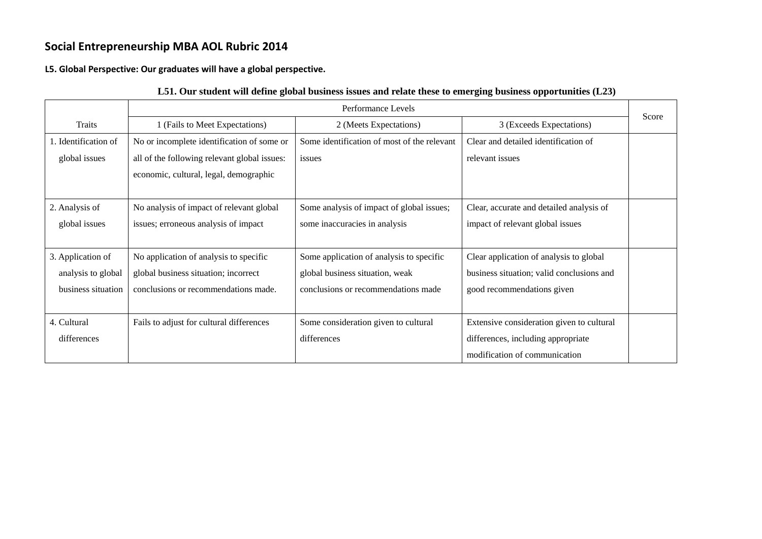## Social Entrepreneurship MBA AOL Rubric 2014

#### L5. Global Perspective: Our graduates will have a global perspective.

**L51. Our student will define global business issues and relate these to emerging business opportunities (L23)**

| Traits | Performance Levels | | | Score |
|---|---|---|---|---|
| | 1 (Fails to Meet Expectations) | 2 (Meets Expectations) | 3 (Exceeds Expectations) | |
| 1. Identification of global issues | No or incomplete identification of some or all of the following relevant global issues: economic, cultural, legal, demographic | Some identification of most of the relevant issues | Clear and detailed identification of relevant issues | |
| 2. Analysis of global issues | No analysis of impact of relevant global issues; erroneous analysis of impact | Some analysis of impact of global issues; some inaccuracies in analysis | Clear, accurate and detailed analysis of impact of relevant global issues | |
| 3. Application of analysis to global business situation | No application of analysis to specific global business situation; incorrect conclusions or recommendations made. | Some application of analysis to specific global business situation, weak conclusions or recommendations made | Clear application of analysis to global business situation; valid conclusions and good recommendations given | |
| 4. Cultural differences | Fails to adjust for cultural differences | Some consideration given to cultural differences | Extensive consideration given to cultural differences, including appropriate modification of communication | |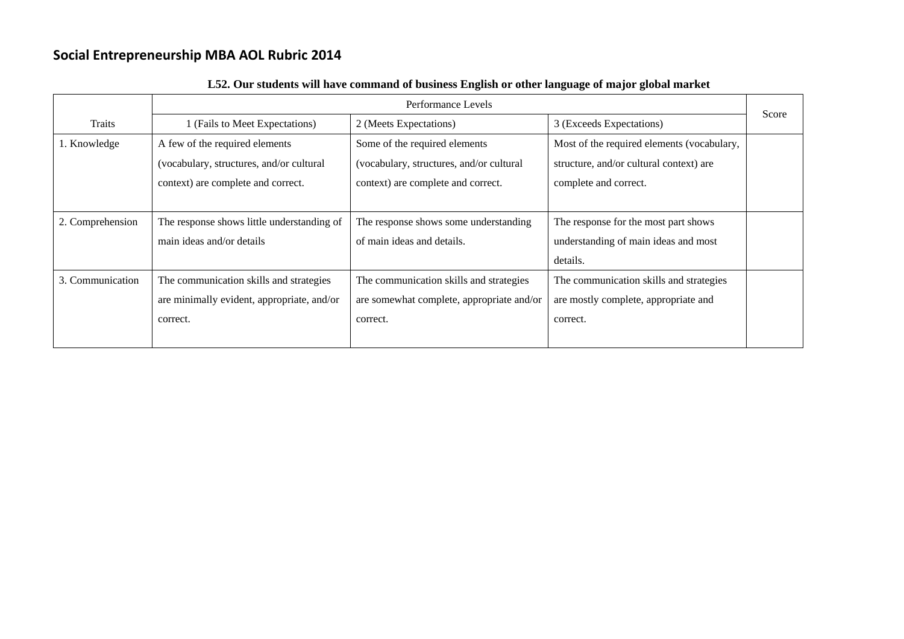## Social Entrepreneurship MBA AOL Rubric 2014

**L52. Our students will have command of business English or other language of major global market**

| | Performance Levels | | | Score |
|---|---|---|---|---|
| Traits | 1 (Fails to Meet Expectations) | 2 (Meets Expectations) | 3 (Exceeds Expectations) | |
| 1. Knowledge | A few of the required elements (vocabulary, structures, and/or cultural context) are complete and correct. | Some of the required elements (vocabulary, structures, and/or cultural context) are complete and correct. | Most of the required elements (vocabulary, structure, and/or cultural context) are complete and correct. | |
| 2. Comprehension | The response shows little understanding of main ideas and/or details | The response shows some understanding of main ideas and details. | The response for the most part shows understanding of main ideas and most details. | |
| 3. Communication | The communication skills and strategies are minimally evident, appropriate, and/or correct. | The communication skills and strategies are somewhat complete, appropriate and/or correct. | The communication skills and strategies are mostly complete, appropriate and correct. | |